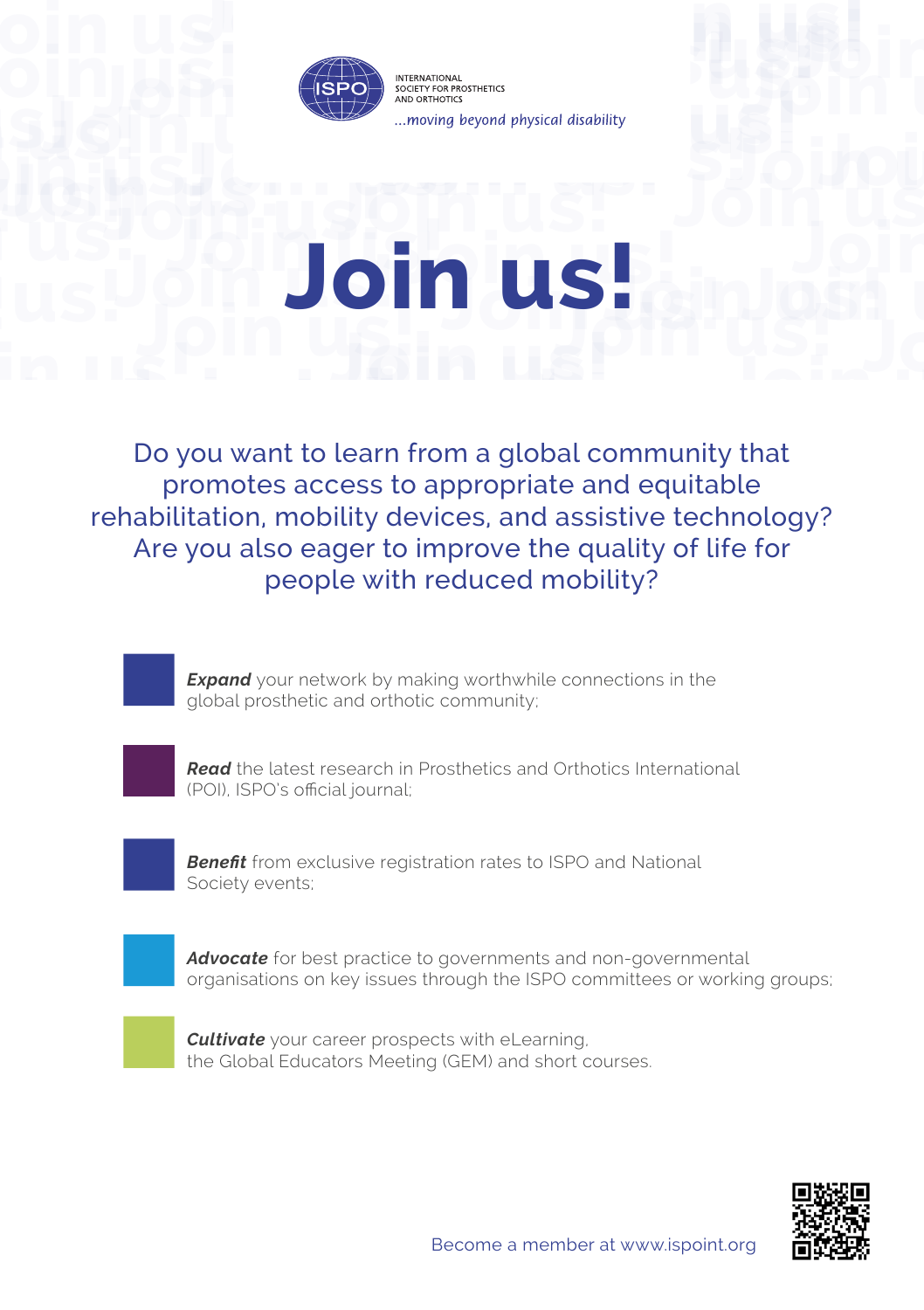INTERNATIONAL SOCIETY FOR PROSTHETICS AND ORTHOTICS

*...moving beyond physical disability*

# Join us!

Do you want to learn from a global community that promotes access to appropriate and equitable rehabilitation, mobility devices, and assistive technology? Are you also eager to improve the quality of life for people with reduced mobility?

- ***Expand*** your network by making worthwhile connections in the global prosthetic and orthotic community;
- ***Read*** the latest research in Prosthetics and Orthotics International (POI), ISPO's official journal;
- ***Benefit*** from exclusive registration rates to ISPO and National Society events;
- ***Advocate*** for best practice to governments and non-governmental organisations on key issues through the ISPO committees or working groups;
- ***Cultivate*** your career prospects with eLearning, the Global Educators Meeting (GEM) and short courses.

Become a member at www.ispoint.org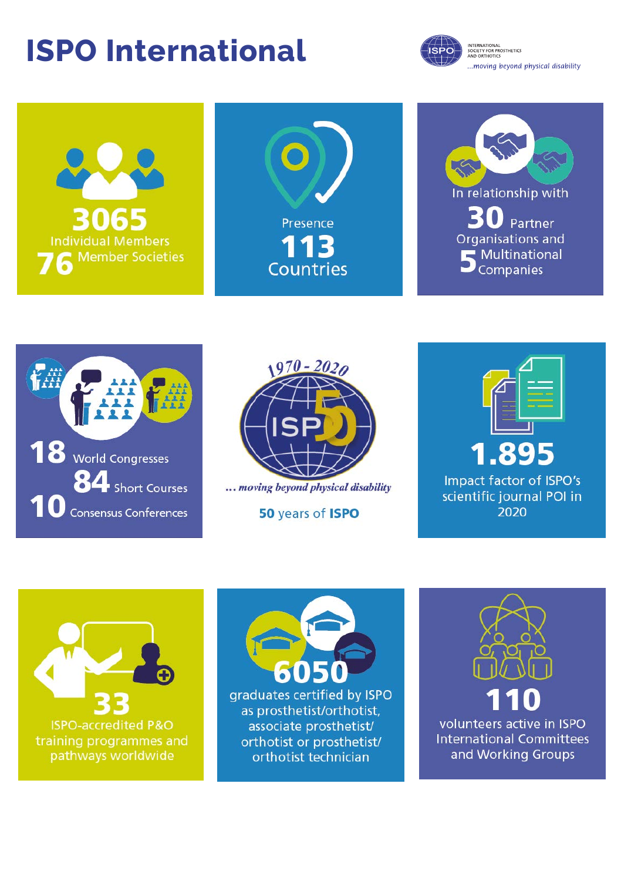# ISPO International

INTERNATIONAL SOCIETY FOR PROSTHETICS AND ORTHOTICS

...moving beyond physical disability

**3065** Individual Members

**76** Member Societies

Presence **113** Countries

In relationship with **30** Partner Organisations and **5** Multinational Companies

**18** World Congresses

**84** Short Courses

**10** Consensus Conferences

1970 - 2020

... moving beyond physical disability

50 years of **ISPO**

**1.895**

Impact factor of ISPO's scientific journal POI in 2020

**33**

ISPO-accredited P&O training programmes and pathways worldwide

**6050**

graduates certified by ISPO as prosthetist/orthotist, associate prosthetist/ orthotist or prosthetist/ orthotist technician

**110**

volunteers active in ISPO International Committees and Working Groups